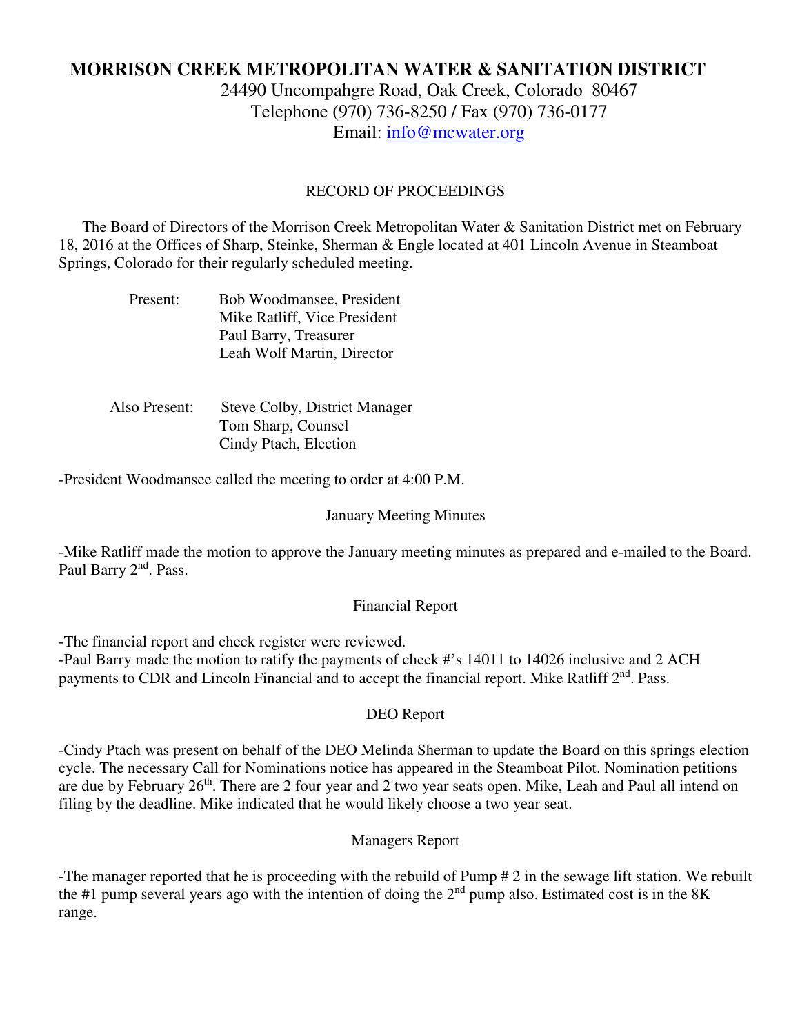# MORRISON CREEK METROPOLITAN WATER & SANITATION DISTRICT

24490 Uncompahgre Road, Oak Creek, Colorado 80467
Telephone (970) 736-8250 / Fax (970) 736-0177
Email: info@mcwater.org

RECORD OF PROCEEDINGS

The Board of Directors of the Morrison Creek Metropolitan Water & Sanitation District met on February 18, 2016 at the Offices of Sharp, Steinke, Sherman & Engle located at 401 Lincoln Avenue in Steamboat Springs, Colorado for their regularly scheduled meeting.

Present: Bob Woodmansee, President
Mike Ratliff, Vice President
Paul Barry, Treasurer
Leah Wolf Martin, Director

Also Present: Steve Colby, District Manager
Tom Sharp, Counsel
Cindy Ptach, Election

-President Woodmansee called the meeting to order at 4:00 P.M.

January Meeting Minutes

-Mike Ratliff made the motion to approve the January meeting minutes as prepared and e-mailed to the Board. Paul Barry 2nd. Pass.

Financial Report

-The financial report and check register were reviewed.
-Paul Barry made the motion to ratify the payments of check #'s 14011 to 14026 inclusive and 2 ACH payments to CDR and Lincoln Financial and to accept the financial report. Mike Ratliff 2nd. Pass.

DEO Report

-Cindy Ptach was present on behalf of the DEO Melinda Sherman to update the Board on this springs election cycle. The necessary Call for Nominations notice has appeared in the Steamboat Pilot. Nomination petitions are due by February 26th. There are 2 four year and 2 two year seats open. Mike, Leah and Paul all intend on filing by the deadline. Mike indicated that he would likely choose a two year seat.

Managers Report

-The manager reported that he is proceeding with the rebuild of Pump # 2 in the sewage lift station. We rebuilt the #1 pump several years ago with the intention of doing the 2nd pump also. Estimated cost is in the 8K range.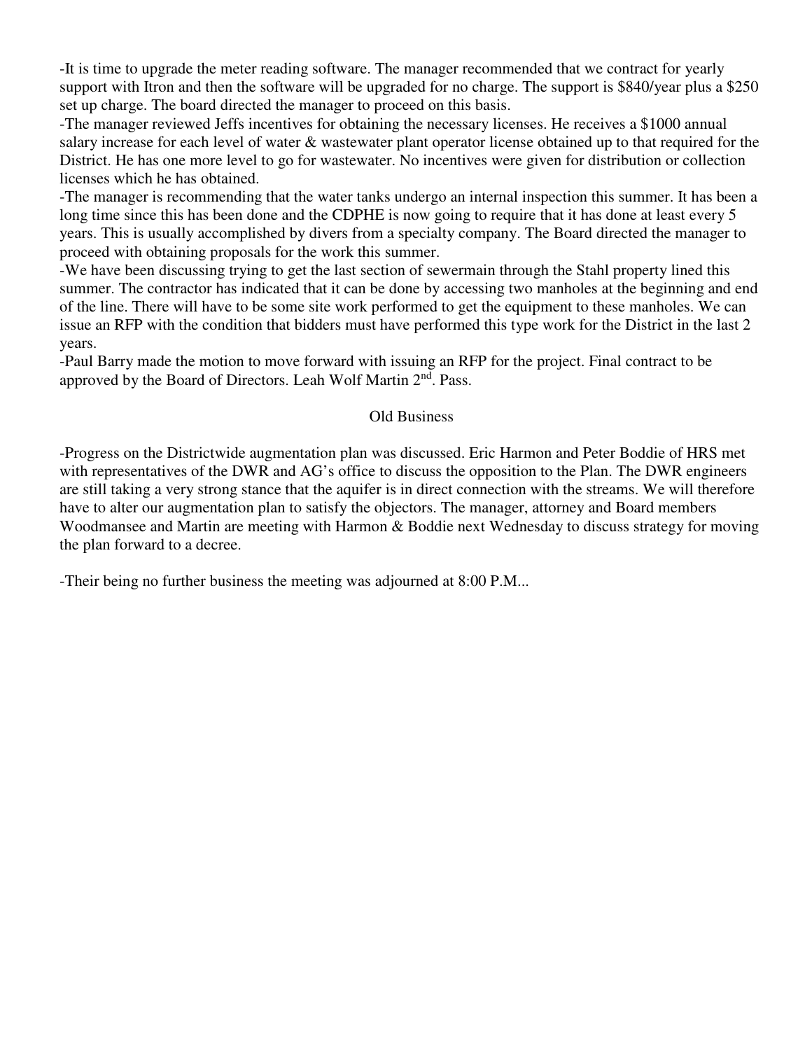-It is time to upgrade the meter reading software. The manager recommended that we contract for yearly support with Itron and then the software will be upgraded for no charge. The support is $840/year plus a $250 set up charge. The board directed the manager to proceed on this basis.

-The manager reviewed Jeffs incentives for obtaining the necessary licenses. He receives a $1000 annual salary increase for each level of water & wastewater plant operator license obtained up to that required for the District. He has one more level to go for wastewater. No incentives were given for distribution or collection licenses which he has obtained.

-The manager is recommending that the water tanks undergo an internal inspection this summer. It has been a long time since this has been done and the CDPHE is now going to require that it has done at least every 5 years. This is usually accomplished by divers from a specialty company. The Board directed the manager to proceed with obtaining proposals for the work this summer.

-We have been discussing trying to get the last section of sewermain through the Stahl property lined this summer. The contractor has indicated that it can be done by accessing two manholes at the beginning and end of the line. There will have to be some site work performed to get the equipment to these manholes. We can issue an RFP with the condition that bidders must have performed this type work for the District in the last 2 years.

-Paul Barry made the motion to move forward with issuing an RFP for the project. Final contract to be approved by the Board of Directors. Leah Wolf Martin 2nd. Pass.

Old Business

-Progress on the Districtwide augmentation plan was discussed. Eric Harmon and Peter Boddie of HRS met with representatives of the DWR and AG's office to discuss the opposition to the Plan. The DWR engineers are still taking a very strong stance that the aquifer is in direct connection with the streams. We will therefore have to alter our augmentation plan to satisfy the objectors. The manager, attorney and Board members Woodmansee and Martin are meeting with Harmon & Boddie next Wednesday to discuss strategy for moving the plan forward to a decree.

-Their being no further business the meeting was adjourned at 8:00 P.M...